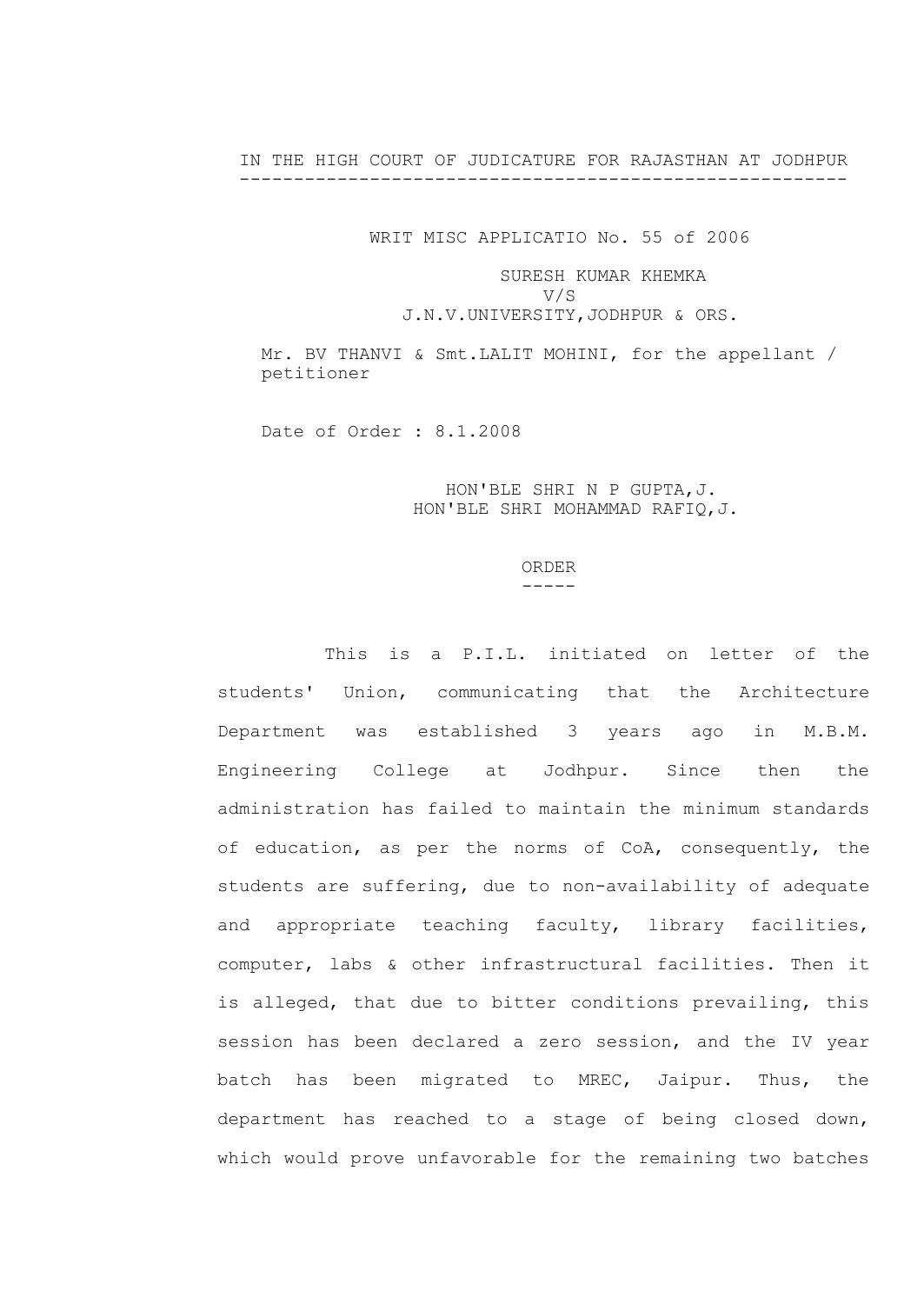IN THE HIGH COURT OF JUDICATURE FOR RAJASTHAN AT JODHPUR

---

WRIT MISC APPLICATIO No. 55 of 2006

SURESH KUMAR KHEMKA
V/S
J.N.V.UNIVERSITY,JODHPUR & ORS.

Mr. BV THANVI & Smt.LALIT MOHINI, for the appellant / petitioner

Date of Order : 8.1.2008

HON'BLE SHRI N P GUPTA,J.
HON'BLE SHRI MOHAMMAD RAFIQ,J.

ORDER

-----

This is a P.I.L. initiated on letter of the students' Union, communicating that the Architecture Department was established 3 years ago in M.B.M. Engineering College at Jodhpur. Since then the administration has failed to maintain the minimum standards of education, as per the norms of CoA, consequently, the students are suffering, due to non-availability of adequate and appropriate teaching faculty, library facilities, computer, labs & other infrastructural facilities. Then it is alleged, that due to bitter conditions prevailing, this session has been declared a zero session, and the IV year batch has been migrated to MREC, Jaipur. Thus, the department has reached to a stage of being closed down, which would prove unfavorable for the remaining two batches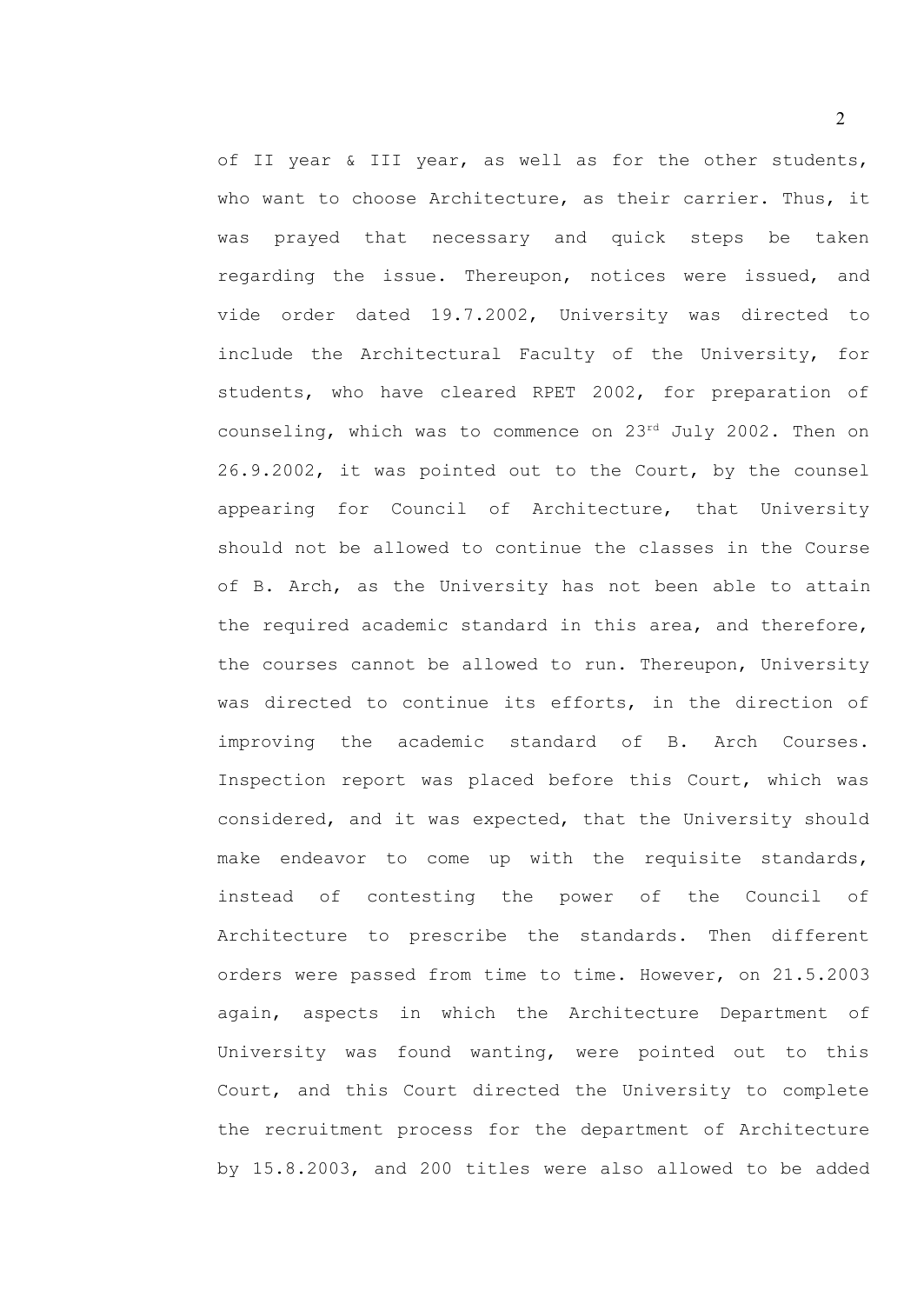of II year & III year, as well as for the other students, who want to choose Architecture, as their carrier. Thus, it was prayed that necessary and quick steps be taken regarding the issue. Thereupon, notices were issued, and vide order dated 19.7.2002, University was directed to include the Architectural Faculty of the University, for students, who have cleared RPET 2002, for preparation of counseling, which was to commence on 23rd July 2002. Then on 26.9.2002, it was pointed out to the Court, by the counsel appearing for Council of Architecture, that University should not be allowed to continue the classes in the Course of B. Arch, as the University has not been able to attain the required academic standard in this area, and therefore, the courses cannot be allowed to run. Thereupon, University was directed to continue its efforts, in the direction of improving the academic standard of B. Arch Courses. Inspection report was placed before this Court, which was considered, and it was expected, that the University should make endeavor to come up with the requisite standards, instead of contesting the power of the Council of Architecture to prescribe the standards. Then different orders were passed from time to time. However, on 21.5.2003 again, aspects in which the Architecture Department of University was found wanting, were pointed out to this Court, and this Court directed the University to complete the recruitment process for the department of Architecture by 15.8.2003, and 200 titles were also allowed to be added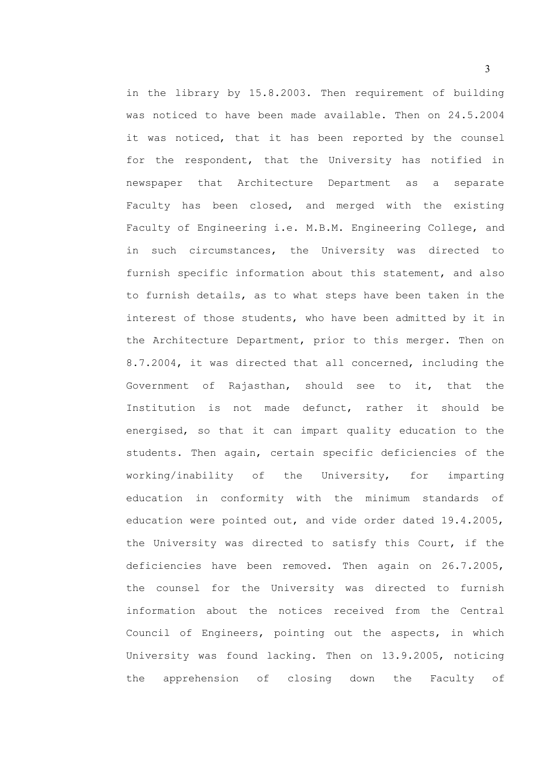in the library by 15.8.2003. Then requirement of building was noticed to have been made available. Then on 24.5.2004 it was noticed, that it has been reported by the counsel for the respondent, that the University has notified in newspaper that Architecture Department as a separate Faculty has been closed, and merged with the existing Faculty of Engineering i.e. M.B.M. Engineering College, and in such circumstances, the University was directed to furnish specific information about this statement, and also to furnish details, as to what steps have been taken in the interest of those students, who have been admitted by it in the Architecture Department, prior to this merger. Then on 8.7.2004, it was directed that all concerned, including the Government of Rajasthan, should see to it, that the Institution is not made defunct, rather it should be energised, so that it can impart quality education to the students. Then again, certain specific deficiencies of the working/inability of the University, for imparting education in conformity with the minimum standards of education were pointed out, and vide order dated 19.4.2005, the University was directed to satisfy this Court, if the deficiencies have been removed. Then again on 26.7.2005, the counsel for the University was directed to furnish information about the notices received from the Central Council of Engineers, pointing out the aspects, in which University was found lacking. Then on 13.9.2005, noticing the apprehension of closing down the Faculty of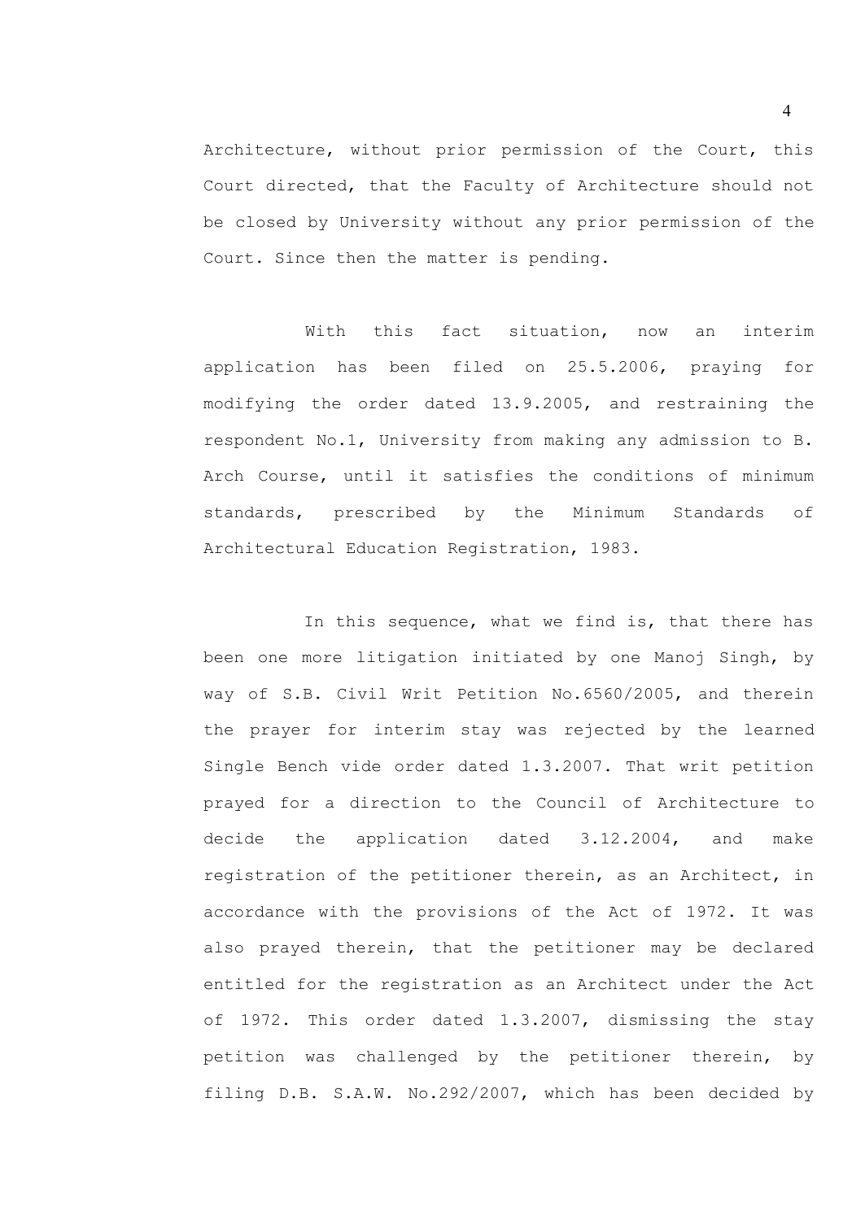Architecture, without prior permission of the Court, this Court directed, that the Faculty of Architecture should not be closed by University without any prior permission of the Court. Since then the matter is pending.

With this fact situation, now an interim application has been filed on 25.5.2006, praying for modifying the order dated 13.9.2005, and restraining the respondent No.1, University from making any admission to B. Arch Course, until it satisfies the conditions of minimum standards, prescribed by the Minimum Standards of Architectural Education Registration, 1983.

In this sequence, what we find is, that there has been one more litigation initiated by one Manoj Singh, by way of S.B. Civil Writ Petition No.6560/2005, and therein the prayer for interim stay was rejected by the learned Single Bench vide order dated 1.3.2007. That writ petition prayed for a direction to the Council of Architecture to decide the application dated 3.12.2004, and make registration of the petitioner therein, as an Architect, in accordance with the provisions of the Act of 1972. It was also prayed therein, that the petitioner may be declared entitled for the registration as an Architect under the Act of 1972. This order dated 1.3.2007, dismissing the stay petition was challenged by the petitioner therein, by filing D.B. S.A.W. No.292/2007, which has been decided by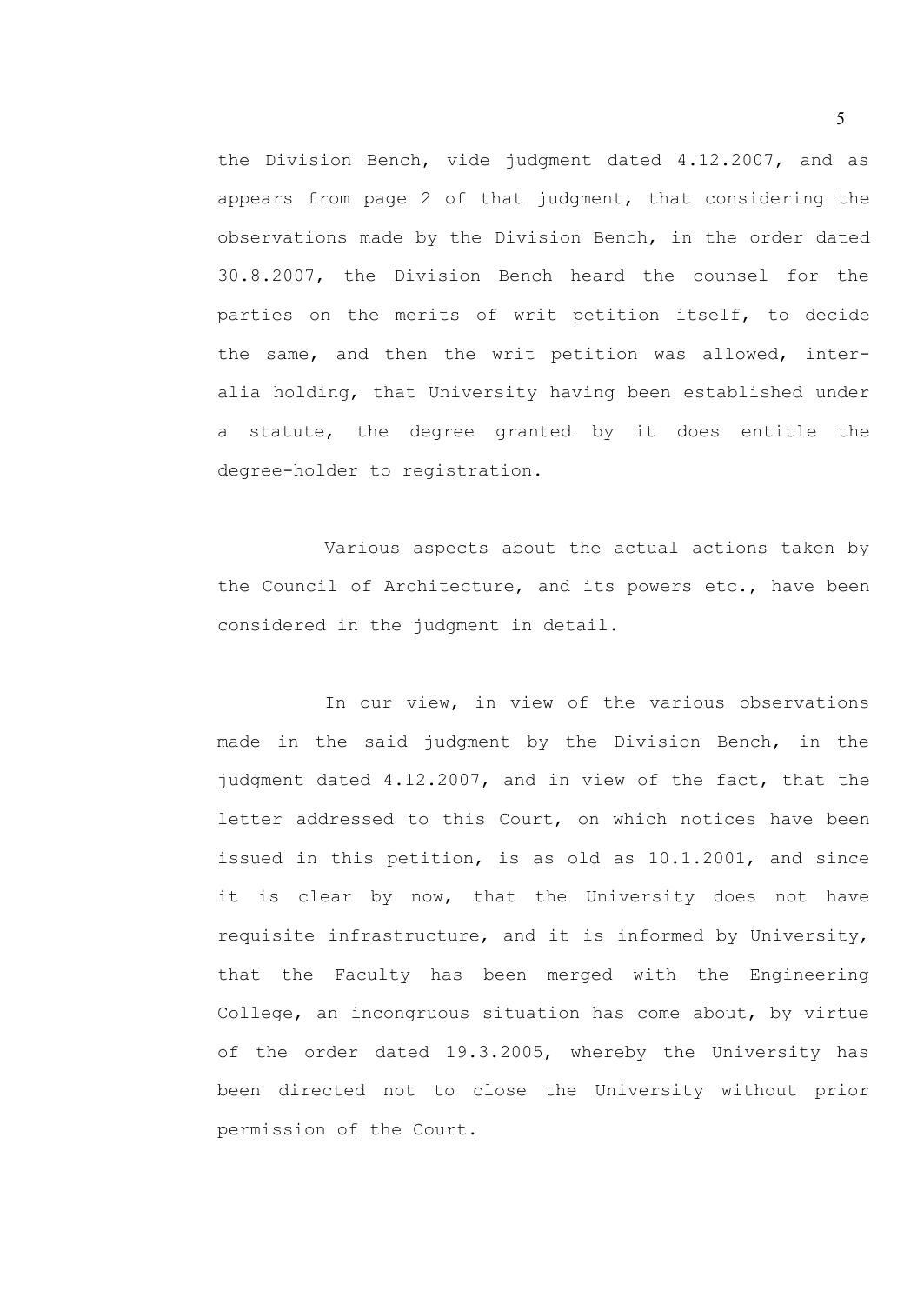the Division Bench, vide judgment dated 4.12.2007, and as appears from page 2 of that judgment, that considering the observations made by the Division Bench, in the order dated 30.8.2007, the Division Bench heard the counsel for the parties on the merits of writ petition itself, to decide the same, and then the writ petition was allowed, inter-alia holding, that University having been established under a statute, the degree granted by it does entitle the degree-holder to registration.

Various aspects about the actual actions taken by the Council of Architecture, and its powers etc., have been considered in the judgment in detail.

In our view, in view of the various observations made in the said judgment by the Division Bench, in the judgment dated 4.12.2007, and in view of the fact, that the letter addressed to this Court, on which notices have been issued in this petition, is as old as 10.1.2001, and since it is clear by now, that the University does not have requisite infrastructure, and it is informed by University, that the Faculty has been merged with the Engineering College, an incongruous situation has come about, by virtue of the order dated 19.3.2005, whereby the University has been directed not to close the University without prior permission of the Court.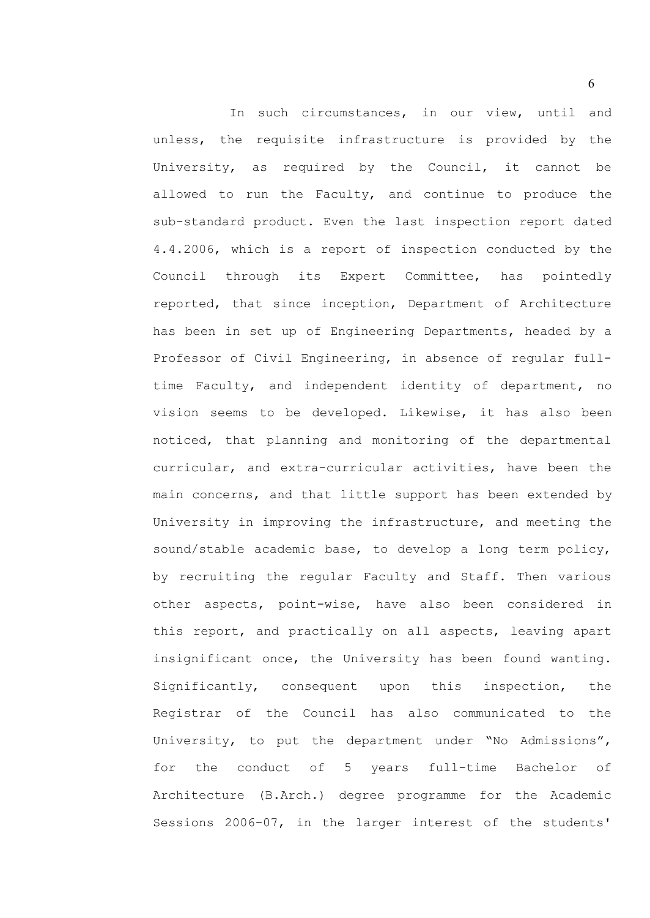In such circumstances, in our view, until and unless, the requisite infrastructure is provided by the University, as required by the Council, it cannot be allowed to run the Faculty, and continue to produce the sub-standard product. Even the last inspection report dated 4.4.2006, which is a report of inspection conducted by the Council through its Expert Committee, has pointedly reported, that since inception, Department of Architecture has been in set up of Engineering Departments, headed by a Professor of Civil Engineering, in absence of regular full-time Faculty, and independent identity of department, no vision seems to be developed. Likewise, it has also been noticed, that planning and monitoring of the departmental curricular, and extra-curricular activities, have been the main concerns, and that little support has been extended by University in improving the infrastructure, and meeting the sound/stable academic base, to develop a long term policy, by recruiting the regular Faculty and Staff. Then various other aspects, point-wise, have also been considered in this report, and practically on all aspects, leaving apart insignificant once, the University has been found wanting. Significantly, consequent upon this inspection, the Registrar of the Council has also communicated to the University, to put the department under "No Admissions", for the conduct of 5 years full-time Bachelor of Architecture (B.Arch.) degree programme for the Academic Sessions 2006-07, in the larger interest of the students'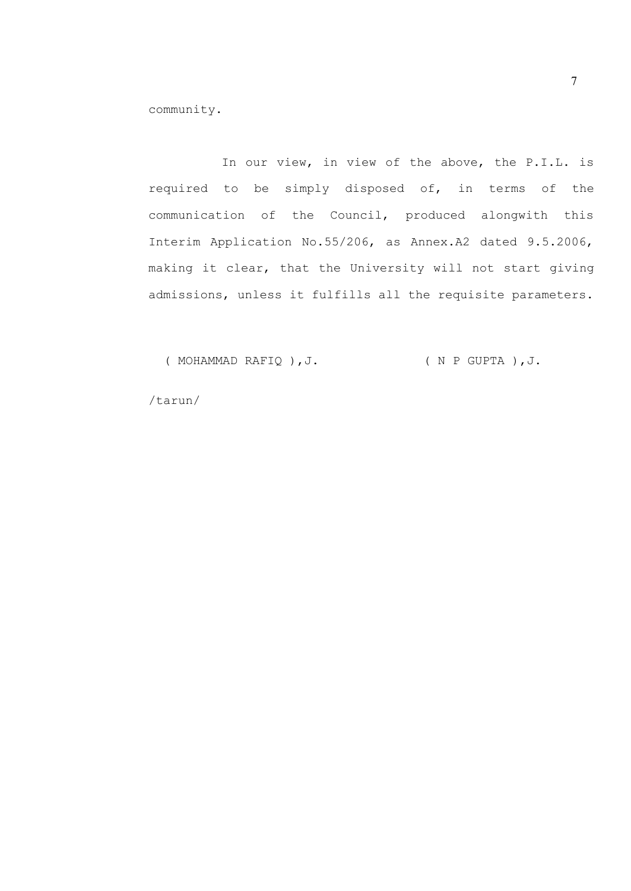community.

In our view, in view of the above, the P.I.L. is required to be simply disposed of, in terms of the communication of the Council, produced alongwith this Interim Application No.55/206, as Annex.A2 dated 9.5.2006, making it clear, that the University will not start giving admissions, unless it fulfills all the requisite parameters.

( MOHAMMAD RAFIQ ),J. ( N P GUPTA ),J.

/tarun/